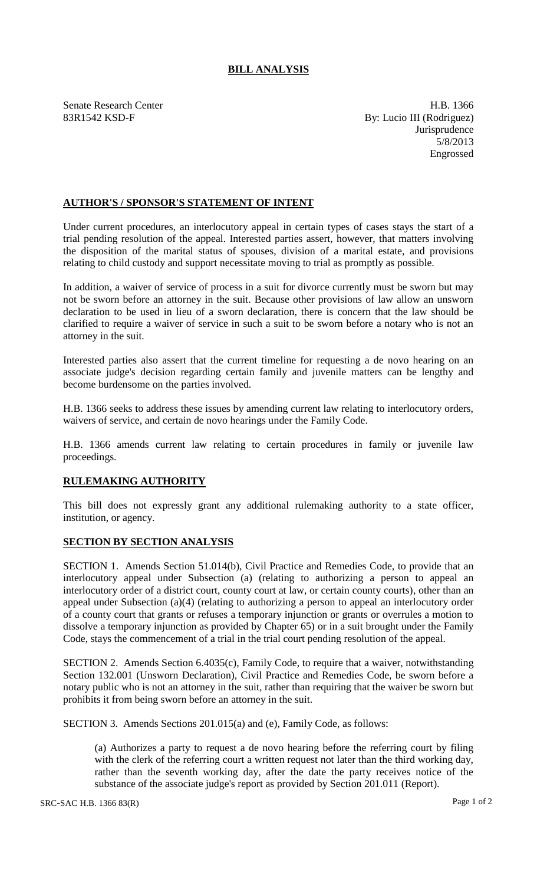# BILL ANALYSIS

Senate Research Center
83R1542 KSD-F

H.B. 1366
By: Lucio III (Rodriguez)
Jurisprudence
5/8/2013
Engrossed

## AUTHOR'S / SPONSOR'S STATEMENT OF INTENT

Under current procedures, an interlocutory appeal in certain types of cases stays the start of a trial pending resolution of the appeal. Interested parties assert, however, that matters involving the disposition of the marital status of spouses, division of a marital estate, and provisions relating to child custody and support necessitate moving to trial as promptly as possible.

In addition, a waiver of service of process in a suit for divorce currently must be sworn but may not be sworn before an attorney in the suit. Because other provisions of law allow an unsworn declaration to be used in lieu of a sworn declaration, there is concern that the law should be clarified to require a waiver of service in such a suit to be sworn before a notary who is not an attorney in the suit.

Interested parties also assert that the current timeline for requesting a de novo hearing on an associate judge's decision regarding certain family and juvenile matters can be lengthy and become burdensome on the parties involved.

H.B. 1366 seeks to address these issues by amending current law relating to interlocutory orders, waivers of service, and certain de novo hearings under the Family Code.

H.B. 1366 amends current law relating to certain procedures in family or juvenile law proceedings.

## RULEMAKING AUTHORITY

This bill does not expressly grant any additional rulemaking authority to a state officer, institution, or agency.

## SECTION BY SECTION ANALYSIS

SECTION 1. Amends Section 51.014(b), Civil Practice and Remedies Code, to provide that an interlocutory appeal under Subsection (a) (relating to authorizing a person to appeal an interlocutory order of a district court, county court at law, or certain county courts), other than an appeal under Subsection (a)(4) (relating to authorizing a person to appeal an interlocutory order of a county court that grants or refuses a temporary injunction or grants or overrules a motion to dissolve a temporary injunction as provided by Chapter 65) or in a suit brought under the Family Code, stays the commencement of a trial in the trial court pending resolution of the appeal.

SECTION 2. Amends Section 6.4035(c), Family Code, to require that a waiver, notwithstanding Section 132.001 (Unsworn Declaration), Civil Practice and Remedies Code, be sworn before a notary public who is not an attorney in the suit, rather than requiring that the waiver be sworn but prohibits it from being sworn before an attorney in the suit.

SECTION 3. Amends Sections 201.015(a) and (e), Family Code, as follows:

(a) Authorizes a party to request a de novo hearing before the referring court by filing with the clerk of the referring court a written request not later than the third working day, rather than the seventh working day, after the date the party receives notice of the substance of the associate judge's report as provided by Section 201.011 (Report).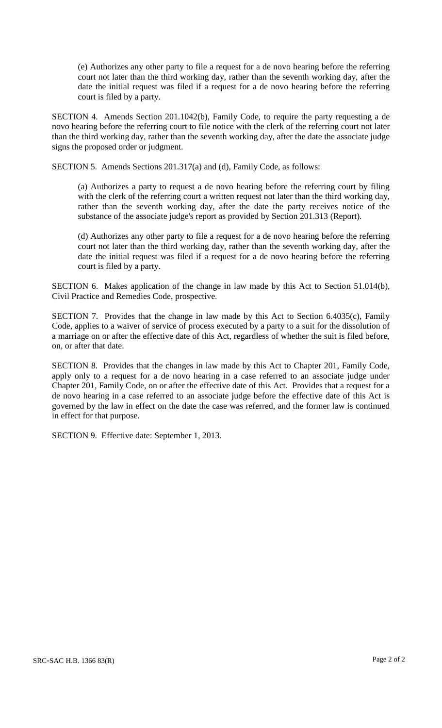(e) Authorizes any other party to file a request for a de novo hearing before the referring court not later than the third working day, rather than the seventh working day, after the date the initial request was filed if a request for a de novo hearing before the referring court is filed by a party.

SECTION 4. Amends Section 201.1042(b), Family Code, to require the party requesting a de novo hearing before the referring court to file notice with the clerk of the referring court not later than the third working day, rather than the seventh working day, after the date the associate judge signs the proposed order or judgment.

SECTION 5. Amends Sections 201.317(a) and (d), Family Code, as follows:

(a) Authorizes a party to request a de novo hearing before the referring court by filing with the clerk of the referring court a written request not later than the third working day, rather than the seventh working day, after the date the party receives notice of the substance of the associate judge's report as provided by Section 201.313 (Report).

(d) Authorizes any other party to file a request for a de novo hearing before the referring court not later than the third working day, rather than the seventh working day, after the date the initial request was filed if a request for a de novo hearing before the referring court is filed by a party.

SECTION 6. Makes application of the change in law made by this Act to Section 51.014(b), Civil Practice and Remedies Code, prospective.

SECTION 7. Provides that the change in law made by this Act to Section 6.4035(c), Family Code, applies to a waiver of service of process executed by a party to a suit for the dissolution of a marriage on or after the effective date of this Act, regardless of whether the suit is filed before, on, or after that date.

SECTION 8. Provides that the changes in law made by this Act to Chapter 201, Family Code, apply only to a request for a de novo hearing in a case referred to an associate judge under Chapter 201, Family Code, on or after the effective date of this Act. Provides that a request for a de novo hearing in a case referred to an associate judge before the effective date of this Act is governed by the law in effect on the date the case was referred, and the former law is continued in effect for that purpose.

SECTION 9. Effective date: September 1, 2013.